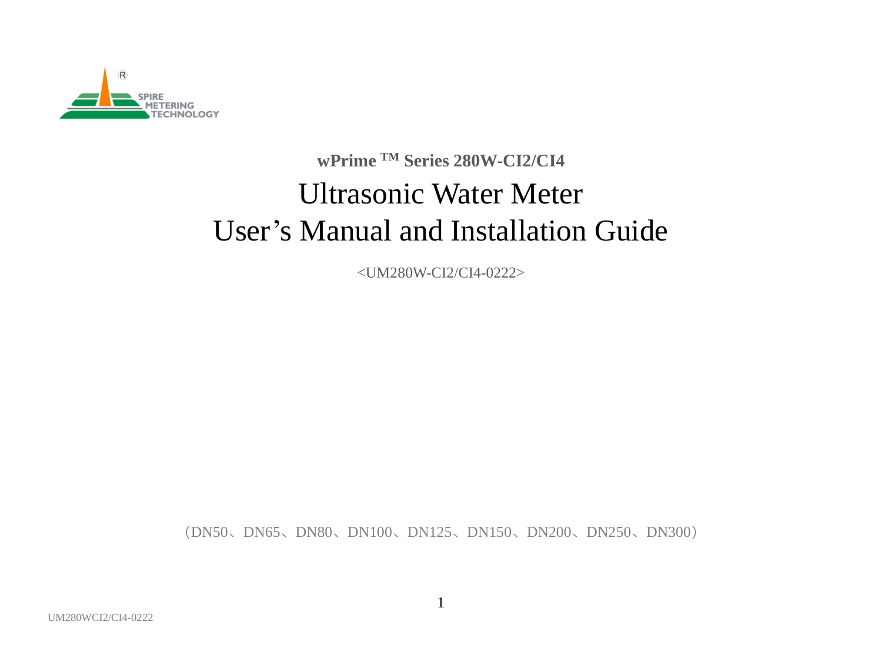SPIRE METERING TECHNOLOGY

**wPrime ™ Series 280W-CI2/CI4**

# Ultrasonic Water Meter
# User's Manual and Installation Guide

<UM280W-CI2/CI4-0222>

（DN50、DN65、DN80、DN100、DN125、DN150、DN200、DN250、DN300）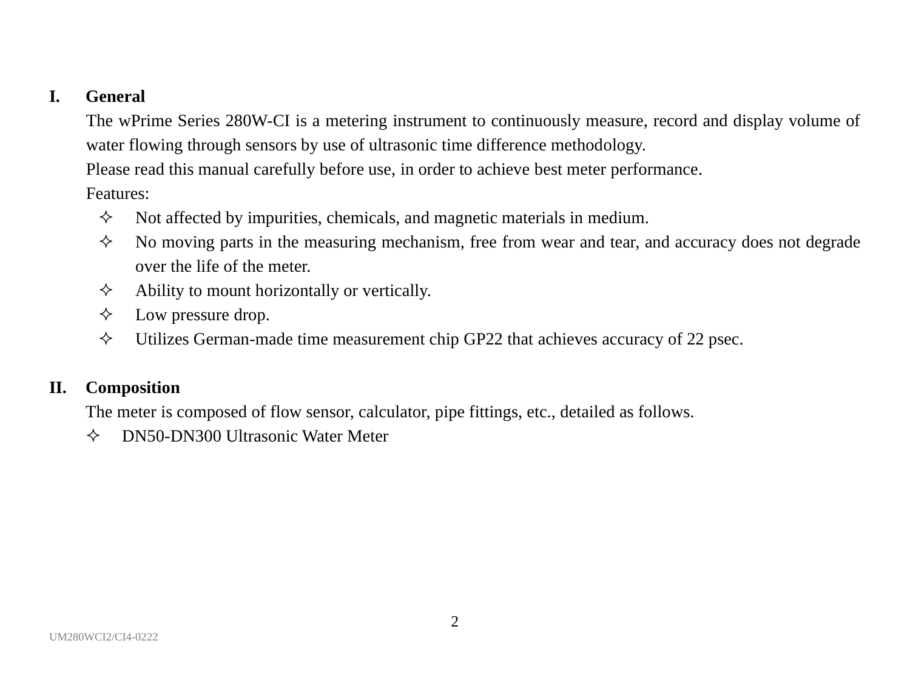## I. General

The wPrime Series 280W-CI is a metering instrument to continuously measure, record and display volume of water flowing through sensors by use of ultrasonic time difference methodology.

Please read this manual carefully before use, in order to achieve best meter performance.

Features:

- Not affected by impurities, chemicals, and magnetic materials in medium.
- No moving parts in the measuring mechanism, free from wear and tear, and accuracy does not degrade over the life of the meter.
- Ability to mount horizontally or vertically.
- Low pressure drop.
- Utilizes German-made time measurement chip GP22 that achieves accuracy of 22 psec.

## II. Composition

The meter is composed of flow sensor, calculator, pipe fittings, etc., detailed as follows.

- DN50-DN300 Ultrasonic Water Meter

UM280WCI2/CI4-0222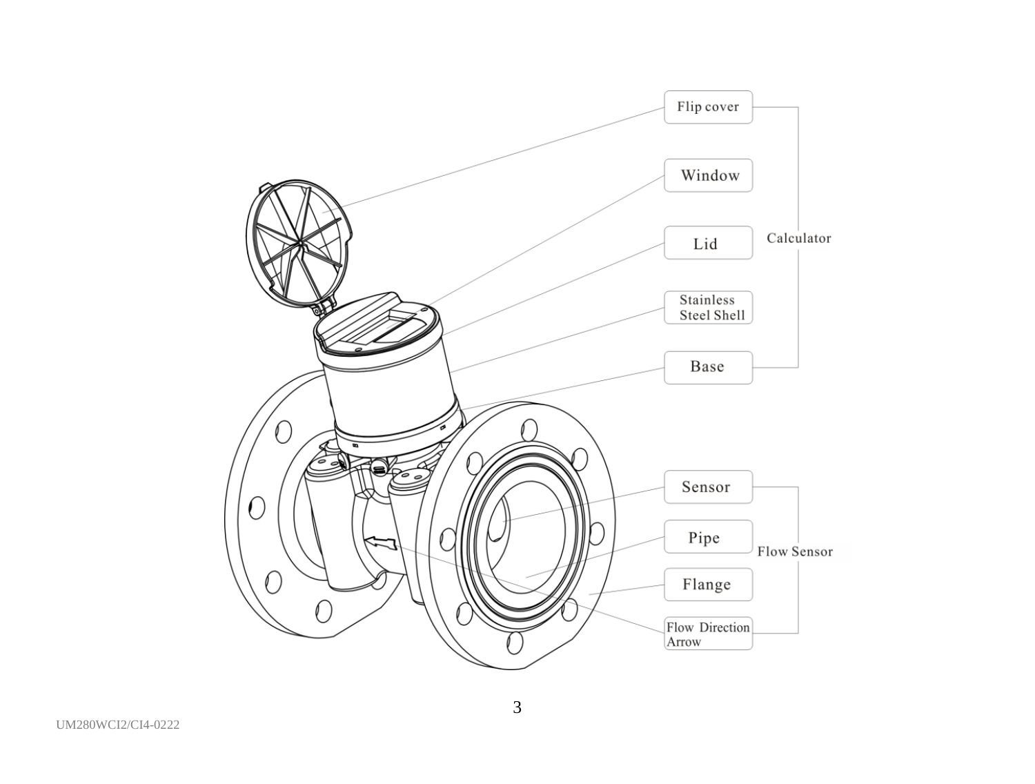**Calculator**

- Flip cover
- Window
- Lid
- Stainless Steel Shell
- Base

**Flow Sensor**

- Sensor
- Pipe
- Flange
- Flow Direction Arrow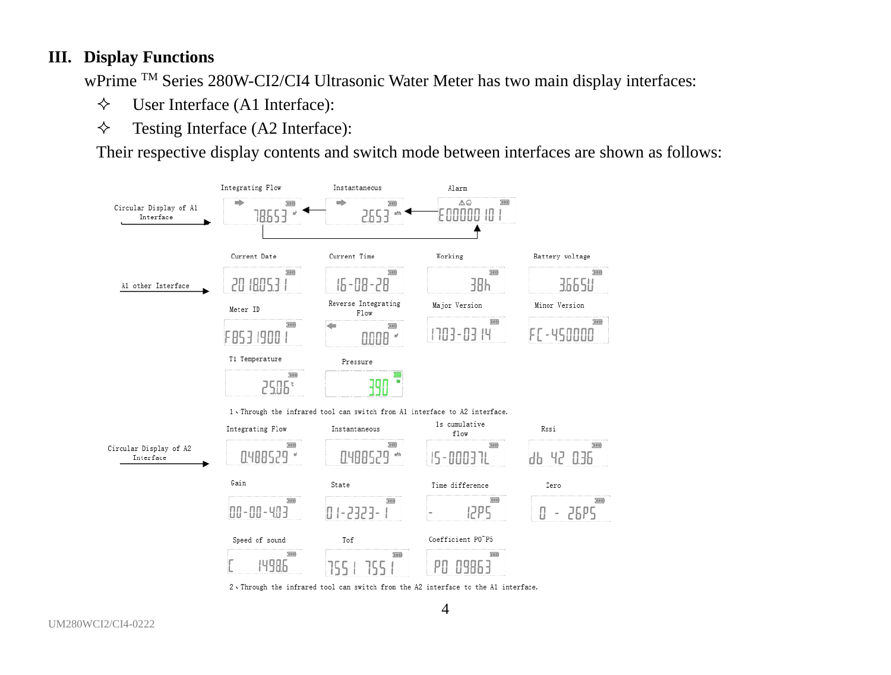## III. Display Functions

wPrime [TM] Series 280W-CI2/CI4 Ultrasonic Water Meter has two main display interfaces:

- ✧ User Interface (A1 Interface):
- ✧ Testing Interface (A2 Interface):

Their respective display contents and switch mode between interfaces are shown as follows:

Circular Display of A1 Interface

| Integrating Flow | Instantaneous | Alarm |
|---|---|---|
| 78.653 | 2.653 | E00000101 |

A1 other Interface

| Current Date | Current Time | Working | Battery voltage |
|---|---|---|---|
| 20180531 | 16-08-28 | 38h | 3.665U |

| Meter ID | Reverse Integrating Flow | Major Version | Minor Version |
|---|---|---|---|
| F8531900 1 | 0.008 | 1703-0314 | FC-450000 |

| T1 Temperature | Pressure |
|---|---|
| 25.06 | 390 |

1、Through the infrared tool can switch from A1 interface to A2 interface.

Circular Display of A2 Interface

| Integrating Flow | Instantaneous | 1s cumulative flow | Rssi |
|---|---|---|---|
| 0.488529 | 0.488529 | 15-00037L | db 42 0.36 |

| Gain | State | Time difference | Zero |
|---|---|---|---|
| 00-00-403 | 01-2323-1 | - 12PS | 0 - 26PS |

| Speed of sound | Tof | Coefficient P0~P5 |
|---|---|---|
| C 1498.6 | 7551 7551 | P0 09863 |

2、Through the infrared tool can switch from the A2 interface to the A1 interface.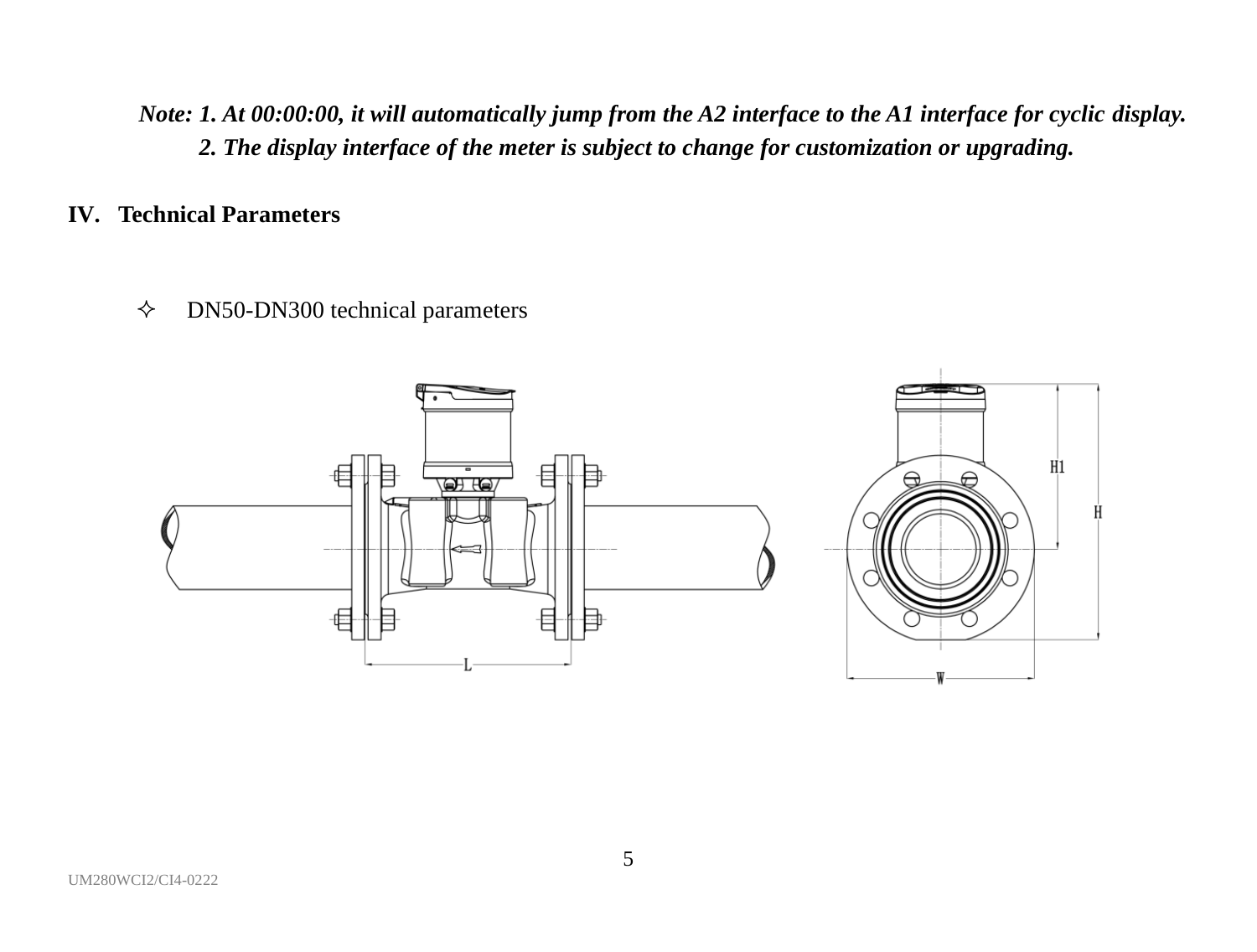*Note: 1. At 00:00:00, it will automatically jump from the A2 interface to the A1 interface for cyclic display.*
*2. The display interface of the meter is subject to change for customization or upgrading.*

## IV. Technical Parameters

- DN50-DN300 technical parameters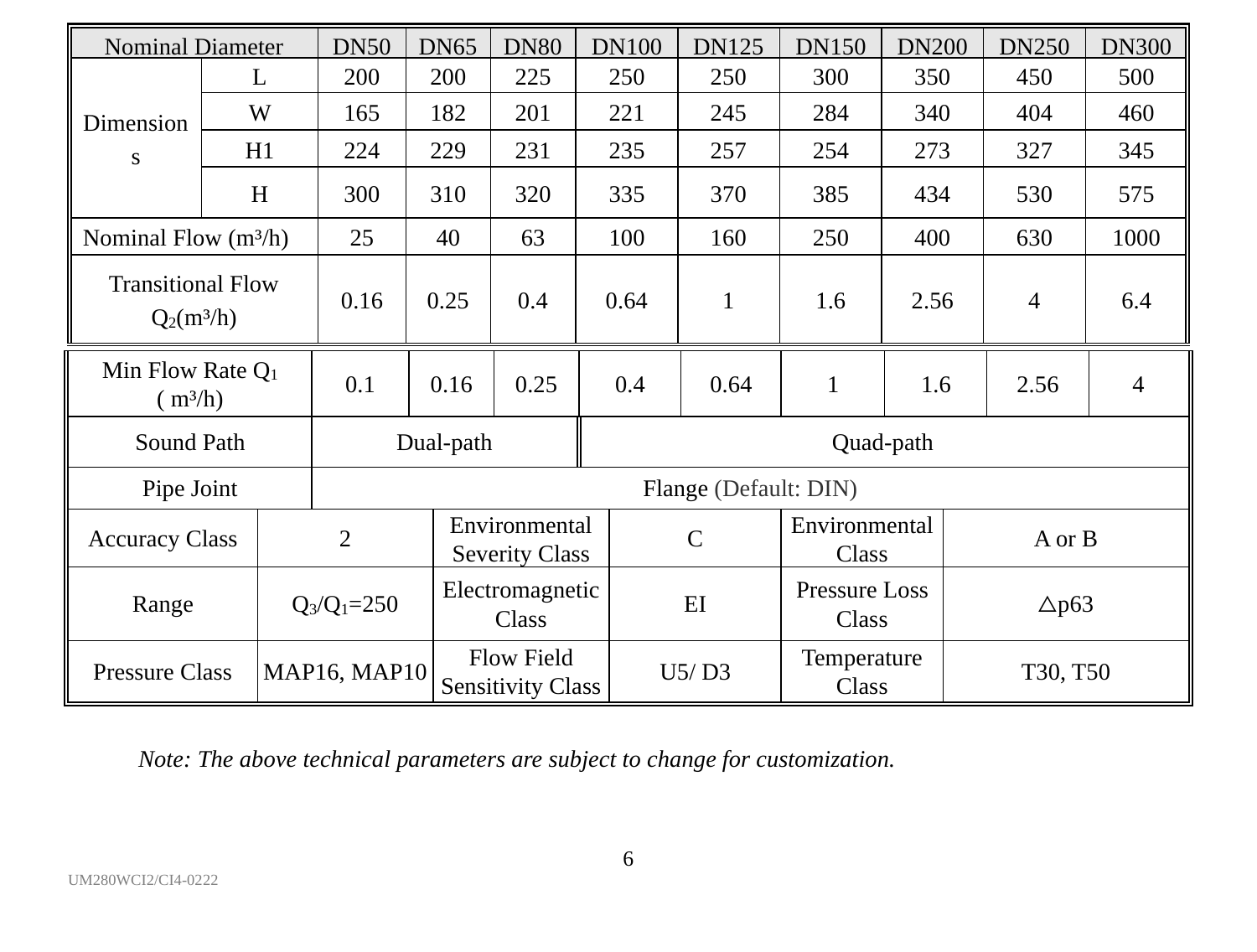| Nominal Diameter | | DN50 | DN65 | DN80 | DN100 | DN125 | DN150 | DN200 | DN250 | DN300 |
|---|---|---|---|---|---|---|---|---|---|---|
| Dimensions | L | 200 | 200 | 225 | 250 | 250 | 300 | 350 | 450 | 500 |
| | W | 165 | 182 | 201 | 221 | 245 | 284 | 340 | 404 | 460 |
| | H1 | 224 | 229 | 231 | 235 | 257 | 254 | 273 | 327 | 345 |
| | H | 300 | 310 | 320 | 335 | 370 | 385 | 434 | 530 | 575 |
| Nominal Flow (m³/h) | | 25 | 40 | 63 | 100 | 160 | 250 | 400 | 630 | 1000 |
| Transitional Flow $Q_2$(m³/h) | | 0.16 | 0.25 | 0.4 | 0.64 | 1 | 1.6 | 2.56 | 4 | 6.4 |
| Min Flow Rate $Q_1$ ( m³/h) | | 0.1 | 0.16 | 0.25 | 0.4 | 0.64 | 1 | 1.6 | 2.56 | 4 |
| Sound Path | | Dual-path | | | Quad-path | | | | | |
| Pipe Joint | | Flange (Default: DIN) | | | | | | | | |

| Accuracy Class | 2 | Environmental Severity Class | C | Environmental Class | A or B |
|---|---|---|---|---|---|
| Range | $Q_3/Q_1$=250 | Electromagnetic Class | EI | Pressure Loss Class | △p63 |
| Pressure Class | MAP16, MAP10 | Flow Field Sensitivity Class | U5/ D3 | Temperature Class | T30, T50 |

*Note: The above technical parameters are subject to change for customization.*

UM280WCI2/CI4-0222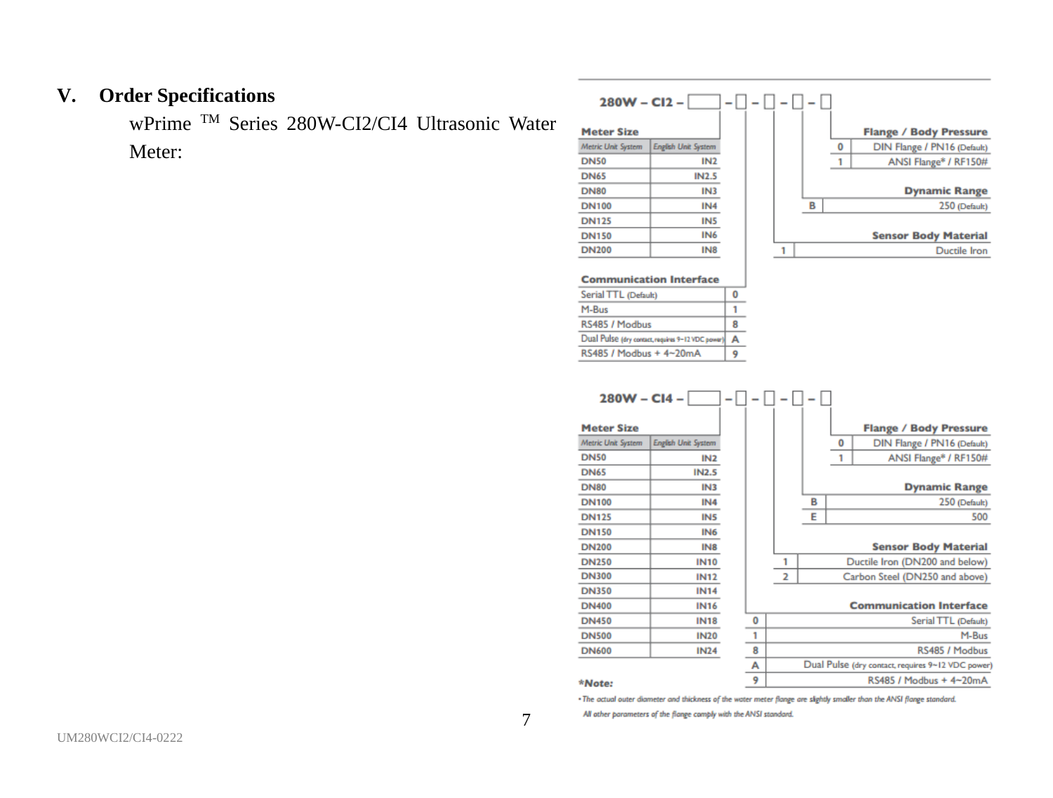## V. Order Specifications

wPrime™ Series 280W-CI2/CI4 Ultrasonic Water Meter:

**280W – CI2 – ☐ – ☐ – ☐ – ☐ – ☐**

**Meter Size**

| Metric Unit System | English Unit System |
|---|---|
| DN50 | IN2 |
| DN65 | IN2.5 |
| DN80 | IN3 |
| DN100 | IN4 |
| DN125 | IN5 |
| DN150 | IN6 |
| DN200 | IN8 |

**Communication Interface**

| Option | Code |
|---|---|
| Serial TTL (Default) | 0 |
| M-Bus | 1 |
| RS485 / Modbus | 8 |
| Dual Pulse (dry contact, requires 9~12 VDC power) | A |
| RS485 / Modbus + 4~20mA | 9 |

**Sensor Body Material**

| Code | Option |
|---|---|
| 1 | Ductile Iron |

**Dynamic Range**

| Code | Option |
|---|---|
| B | 250 (Default) |

**Flange / Body Pressure**

| Code | Option |
|---|---|
| 0 | DIN Flange / PN16 (Default) |
| 1 | ANSI Flange* / RF150# |

**280W – CI4 – ☐ – ☐ – ☐ – ☐ – ☐**

**Meter Size**

| Metric Unit System | English Unit System |
|---|---|
| DN50 | IN2 |
| DN65 | IN2.5 |
| DN80 | IN3 |
| DN100 | IN4 |
| DN125 | IN5 |
| DN150 | IN6 |
| DN200 | IN8 |
| DN250 | IN10 |
| DN300 | IN12 |
| DN350 | IN14 |
| DN400 | IN16 |
| DN450 | IN18 |
| DN500 | IN20 |
| DN600 | IN24 |

**Communication Interface**

| Code | Option |
|---|---|
| 0 | Serial TTL (Default) |
| 1 | M-Bus |
| 8 | RS485 / Modbus |
| A | Dual Pulse (dry contact, requires 9~12 VDC power) |
| 9 | RS485 / Modbus + 4~20mA |

**Sensor Body Material**

| Code | Option |
|---|---|
| 1 | Ductile Iron (DN200 and below) |
| 2 | Carbon Steel (DN250 and above) |

**Dynamic Range**

| Code | Option |
|---|---|
| B | 250 (Default) |
| E | 500 |

**Flange / Body Pressure**

| Code | Option |
|---|---|
| 0 | DIN Flange / PN16 (Default) |
| 1 | ANSI Flange* / RF150# |

***Note:**

- *The actual outer diameter and thickness of the water meter flange are slightly smaller than the ANSI flange standard. All other parameters of the flange comply with the ANSI standard.*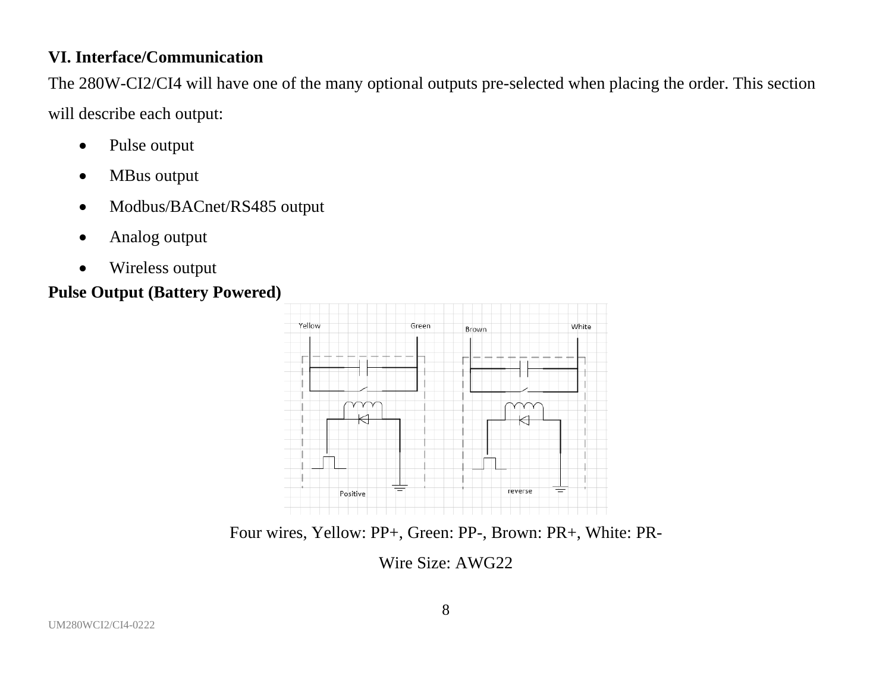## VI. Interface/Communication

The 280W-CI2/CI4 will have one of the many optional outputs pre-selected when placing the order. This section will describe each output:

- Pulse output
- MBus output
- Modbus/BACnet/RS485 output
- Analog output
- Wireless output

**Pulse Output (Battery Powered)**

Four wires, Yellow: PP+, Green: PP-, Brown: PR+, White: PR-

Wire Size: AWG22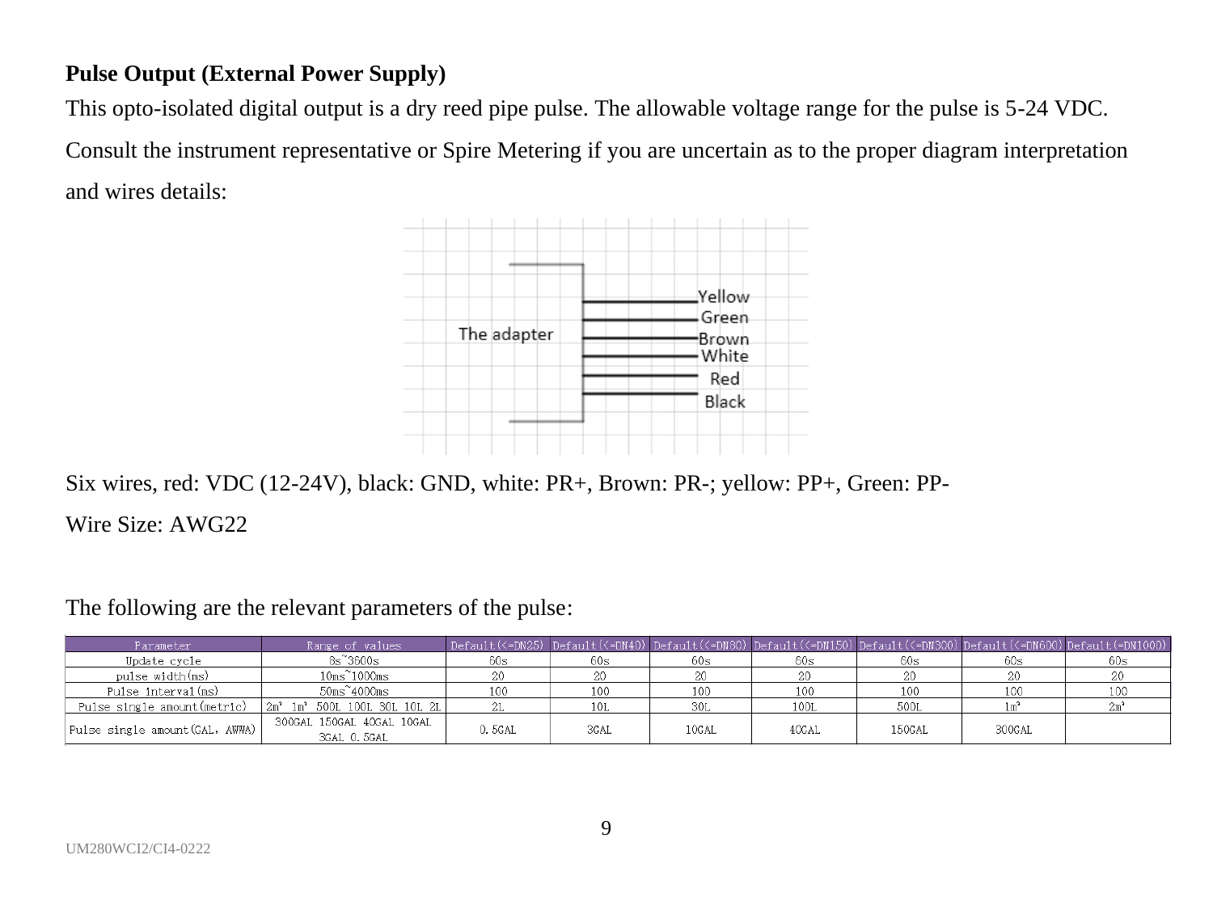**Pulse Output (External Power Supply)**

This opto-isolated digital output is a dry reed pipe pulse. The allowable voltage range for the pulse is 5-24 VDC. Consult the instrument representative or Spire Metering if you are uncertain as to the proper diagram interpretation and wires details:

The adapter

Yellow
Green
Brown
White
Red
Black

Six wires, red: VDC (12-24V), black: GND, white: PR+, Brown: PR-; yellow: PP+, Green: PP-

Wire Size: AWG22

The following are the relevant parameters of the pulse:

| Parameter | Range of values | Default(<=DN25) | Default(<=DN40) | Default(<=DN80) | Default(<=DN150) | Default(<=DN300) | Default(<=DN600) | Default(=DN1000) |
|---|---|---|---|---|---|---|---|---|
| Update cycle | 8s~3600s | 60s | 60s | 60s | 60s | 60s | 60s | 60s |
| pulse width(ms) | 10ms~1000ms | 20 | 20 | 20 | 20 | 20 | 20 | 20 |
| Pulse interval(ms) | 50ms~4000ms | 100 | 100 | 100 | 100 | 100 | 100 | 100 |
| Pulse single amount(metric) | 2m³ 1m³ 500L 100L 30L 10L 2L | 2L | 10L | 30L | 100L | 500L | 1m³ | 2m³ |
| Pulse single amount(GAL, AWWA) | 300GAL 150GAL 40GAL 10GAL 3GAL 0.5GAL | 0.5GAL | 3GAL | 10GAL | 40GAL | 150GAL | 300GAL | |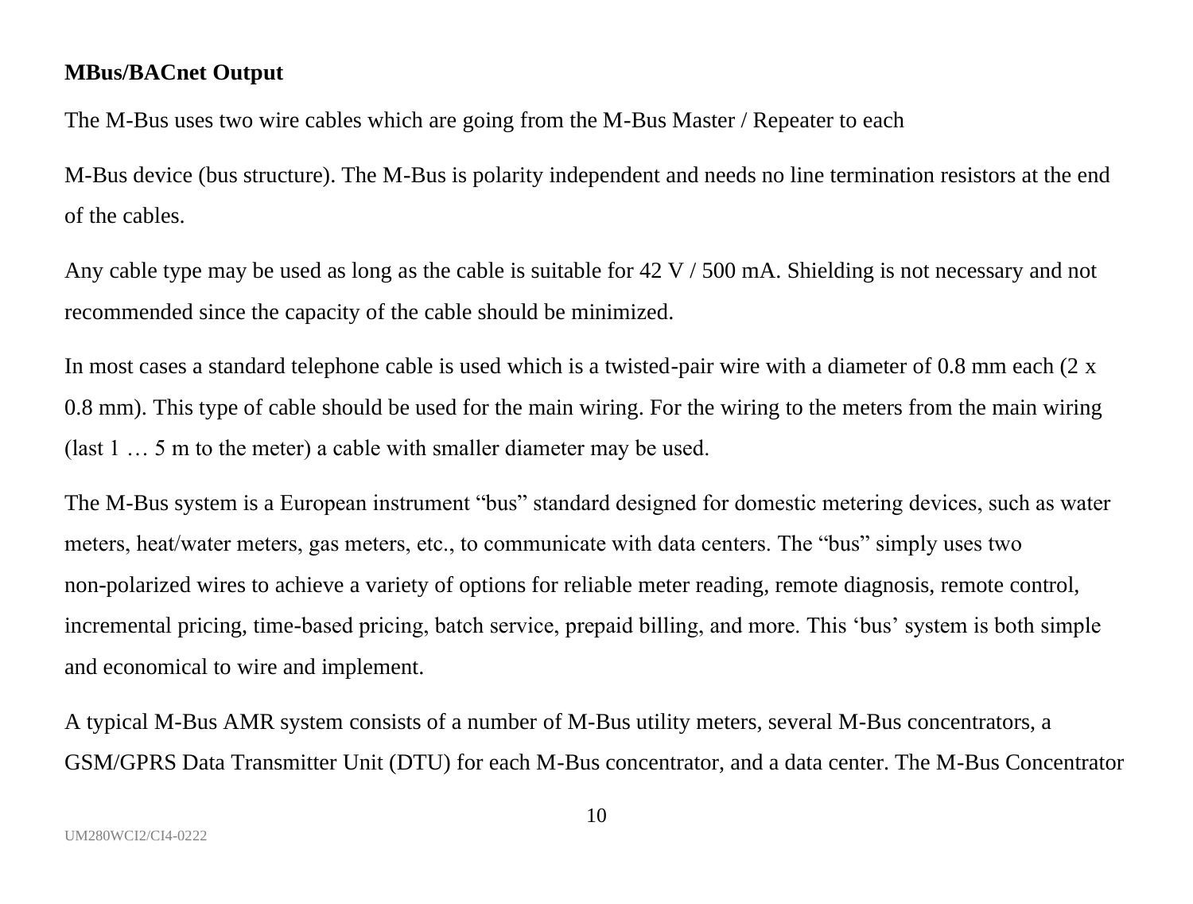**MBus/BACnet Output**

The M-Bus uses two wire cables which are going from the M-Bus Master / Repeater to each

M-Bus device (bus structure). The M-Bus is polarity independent and needs no line termination resistors at the end of the cables.

Any cable type may be used as long as the cable is suitable for 42 V / 500 mA. Shielding is not necessary and not recommended since the capacity of the cable should be minimized.

In most cases a standard telephone cable is used which is a twisted-pair wire with a diameter of 0.8 mm each (2 x 0.8 mm). This type of cable should be used for the main wiring. For the wiring to the meters from the main wiring (last 1 … 5 m to the meter) a cable with smaller diameter may be used.

The M-Bus system is a European instrument “bus” standard designed for domestic metering devices, such as water meters, heat/water meters, gas meters, etc., to communicate with data centers. The “bus” simply uses two non-polarized wires to achieve a variety of options for reliable meter reading, remote diagnosis, remote control, incremental pricing, time-based pricing, batch service, prepaid billing, and more. This ‘bus’ system is both simple and economical to wire and implement.

A typical M-Bus AMR system consists of a number of M-Bus utility meters, several M-Bus concentrators, a GSM/GPRS Data Transmitter Unit (DTU) for each M-Bus concentrator, and a data center. The M-Bus Concentrator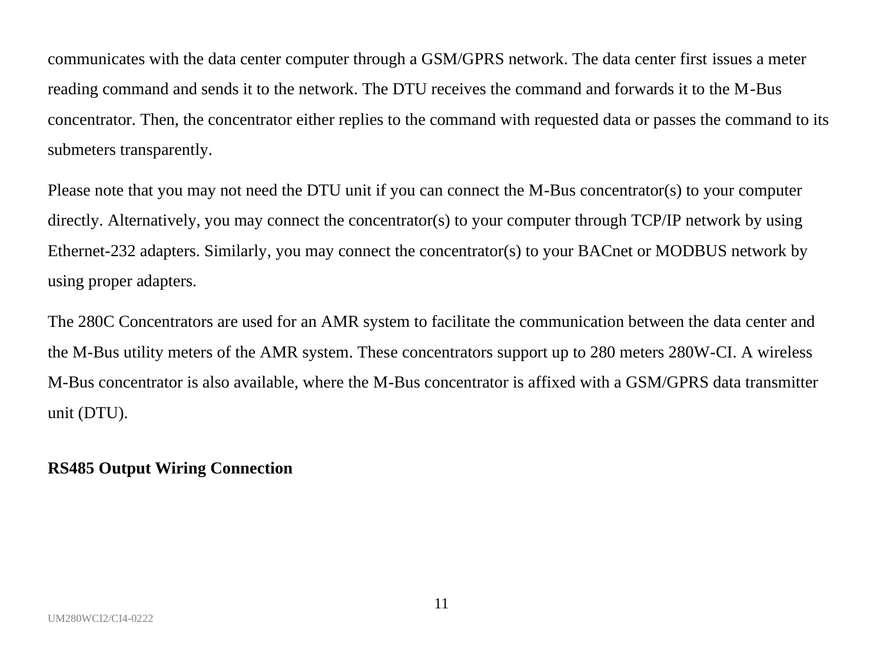communicates with the data center computer through a GSM/GPRS network. The data center first issues a meter reading command and sends it to the network. The DTU receives the command and forwards it to the M-Bus concentrator. Then, the concentrator either replies to the command with requested data or passes the command to its submeters transparently.

Please note that you may not need the DTU unit if you can connect the M-Bus concentrator(s) to your computer directly. Alternatively, you may connect the concentrator(s) to your computer through TCP/IP network by using Ethernet-232 adapters. Similarly, you may connect the concentrator(s) to your BACnet or MODBUS network by using proper adapters.

The 280C Concentrators are used for an AMR system to facilitate the communication between the data center and the M-Bus utility meters of the AMR system. These concentrators support up to 280 meters 280W-CI. A wireless M-Bus concentrator is also available, where the M-Bus concentrator is affixed with a GSM/GPRS data transmitter unit (DTU).

**RS485 Output Wiring Connection**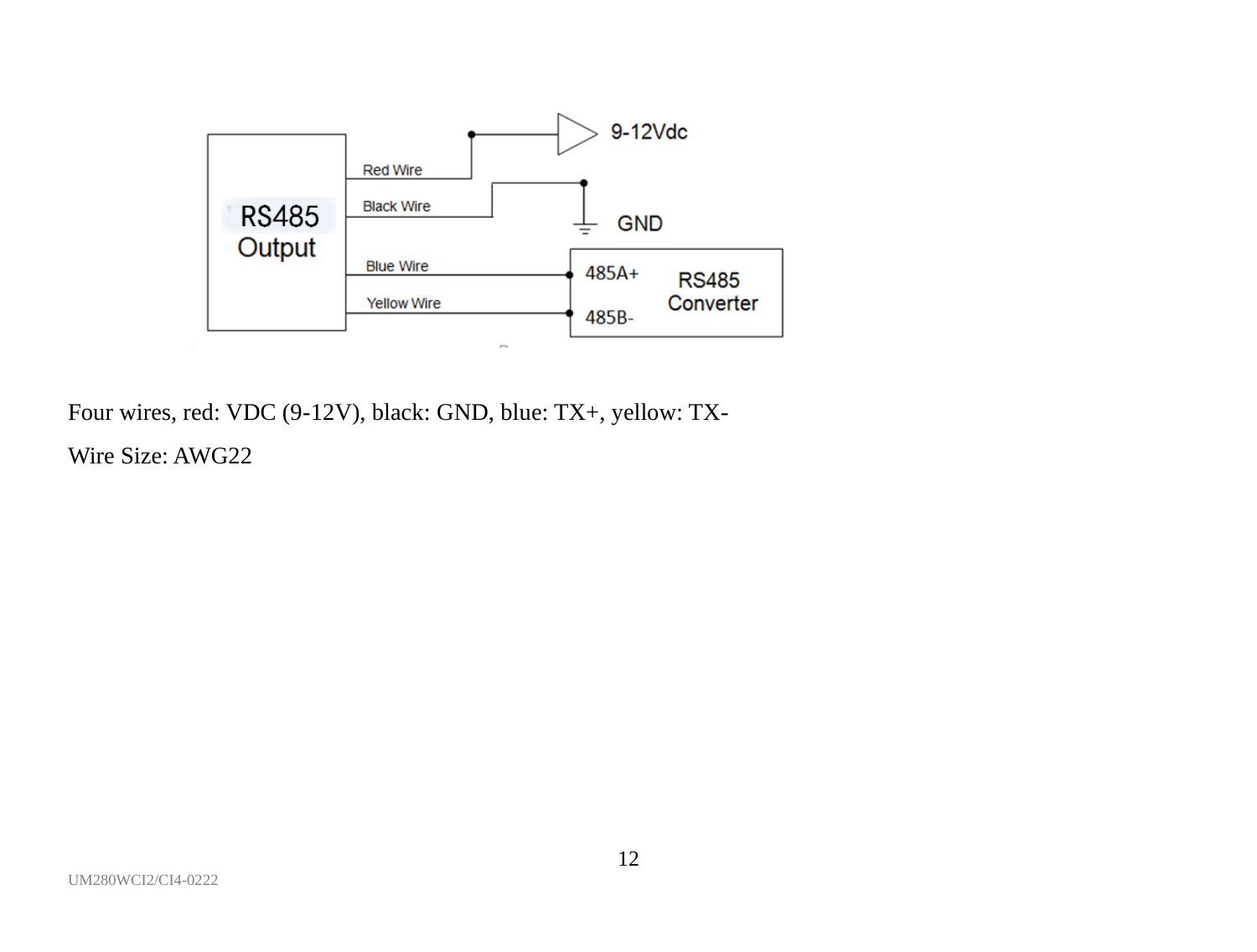Four wires, red: VDC (9-12V), black: GND, blue: TX+, yellow: TX-

Wire Size: AWG22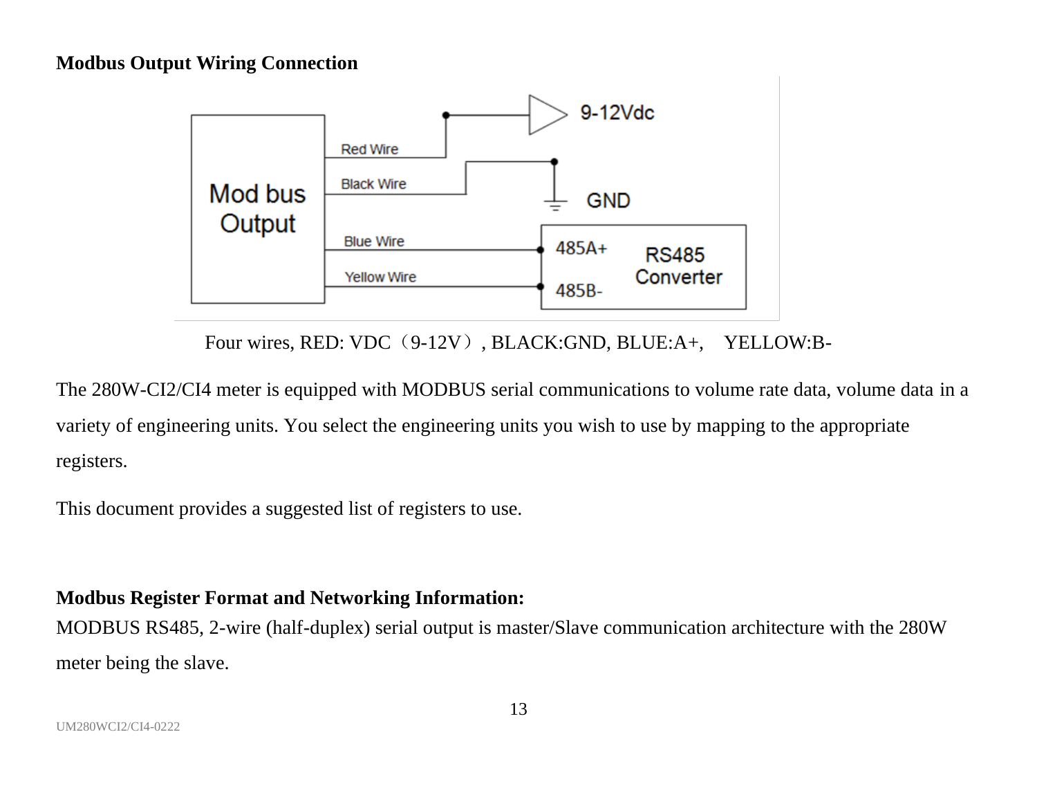**Modbus Output Wiring Connection**

Four wires, RED: VDC（9-12V）, BLACK:GND, BLUE:A+,　YELLOW:B-

The 280W-CI2/CI4 meter is equipped with MODBUS serial communications to volume rate data, volume data in a variety of engineering units. You select the engineering units you wish to use by mapping to the appropriate registers.

This document provides a suggested list of registers to use.

**Modbus Register Format and Networking Information:**

MODBUS RS485, 2-wire (half-duplex) serial output is master/Slave communication architecture with the 280W meter being the slave.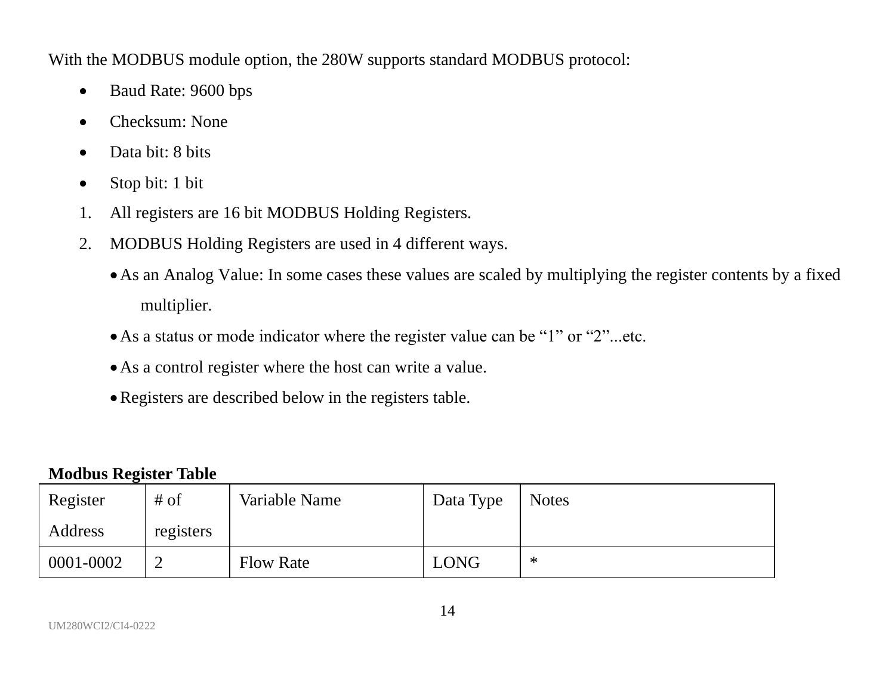With the MODBUS module option, the 280W supports standard MODBUS protocol:

- Baud Rate: 9600 bps
- Checksum: None
- Data bit: 8 bits
- Stop bit: 1 bit

1. All registers are 16 bit MODBUS Holding Registers.
2. MODBUS Holding Registers are used in 4 different ways.
   - As an Analog Value: In some cases these values are scaled by multiplying the register contents by a fixed multiplier.
   - As a status or mode indicator where the register value can be "1" or "2"...etc.
   - As a control register where the host can write a value.
   - Registers are described below in the registers table.

**Modbus Register Table**

| Register Address | # of registers | Variable Name | Data Type | Notes |
|---|---|---|---|---|
| 0001-0002 | 2 | Flow Rate | LONG | * |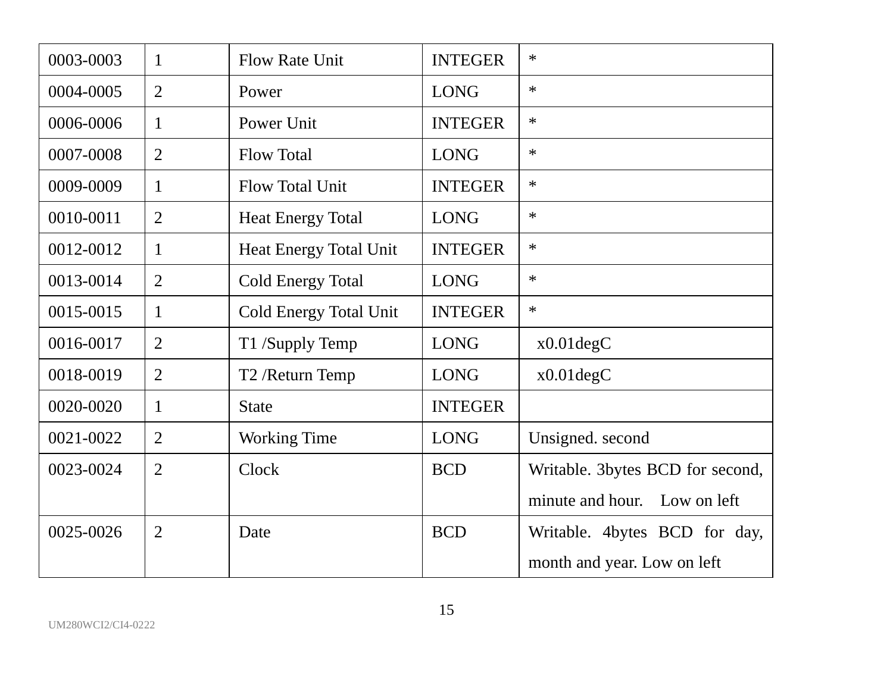| 0003-0003 | 1 | Flow Rate Unit | INTEGER | * |
|---|---|---|---|---|
| 0004-0005 | 2 | Power | LONG | * |
| 0006-0006 | 1 | Power Unit | INTEGER | * |
| 0007-0008 | 2 | Flow Total | LONG | * |
| 0009-0009 | 1 | Flow Total Unit | INTEGER | * |
| 0010-0011 | 2 | Heat Energy Total | LONG | * |
| 0012-0012 | 1 | Heat Energy Total Unit | INTEGER | * |
| 0013-0014 | 2 | Cold Energy Total | LONG | * |
| 0015-0015 | 1 | Cold Energy Total Unit | INTEGER | * |
| 0016-0017 | 2 | T1 /Supply Temp | LONG | x0.01degC |
| 0018-0019 | 2 | T2 /Return Temp | LONG | x0.01degC |
| 0020-0020 | 1 | State | INTEGER | |
| 0021-0022 | 2 | Working Time | LONG | Unsigned. second |
| 0023-0024 | 2 | Clock | BCD | Writable. 3bytes BCD for second, minute and hour. Low on left |
| 0025-0026 | 2 | Date | BCD | Writable. 4bytes BCD for day, month and year. Low on left |

UM280WCI2/CI4-0222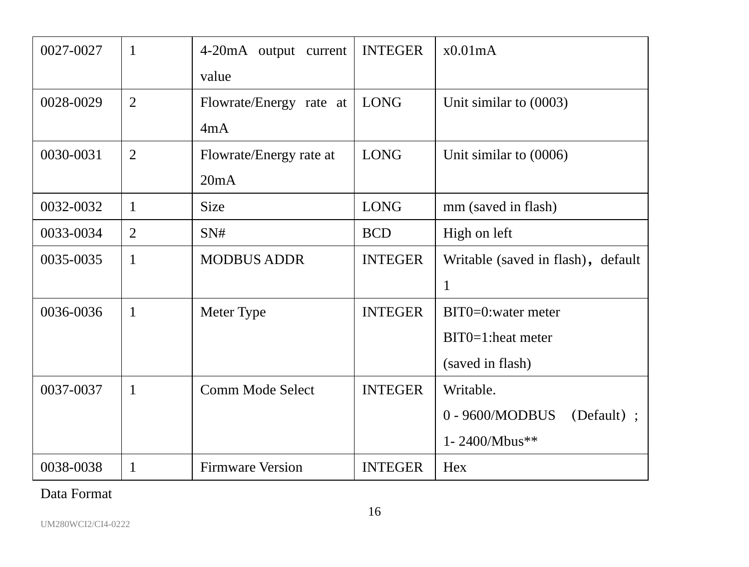| 0027-0027 | 1 | 4-20mA output current value | INTEGER | x0.01mA |
|---|---|---|---|---|
| 0028-0029 | 2 | Flowrate/Energy rate at 4mA | LONG | Unit similar to (0003) |
| 0030-0031 | 2 | Flowrate/Energy rate at 20mA | LONG | Unit similar to (0006) |
| 0032-0032 | 1 | Size | LONG | mm (saved in flash) |
| 0033-0034 | 2 | SN# | BCD | High on left |
| 0035-0035 | 1 | MODBUS ADDR | INTEGER | Writable (saved in flash)，default 1 |
| 0036-0036 | 1 | Meter Type | INTEGER | BIT0=0:water meter<br>BIT0=1:heat meter<br>(saved in flash) |
| 0037-0037 | 1 | Comm Mode Select | INTEGER | Writable.<br>0 - 9600/MODBUS （Default）;<br>1- 2400/Mbus** |
| 0038-0038 | 1 | Firmware Version | INTEGER | Hex |

Data Format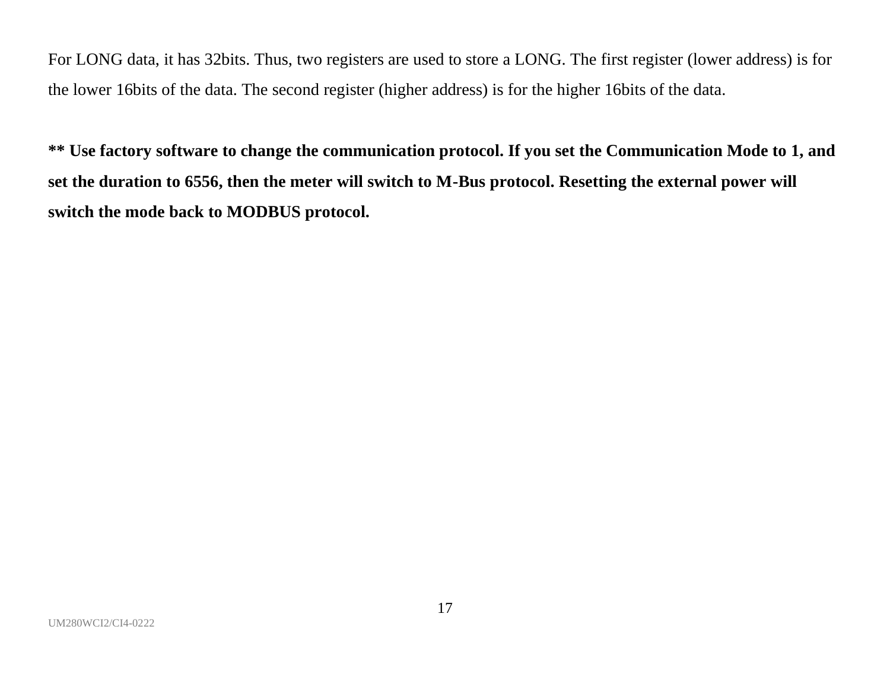For LONG data, it has 32bits. Thus, two registers are used to store a LONG. The first register (lower address) is for the lower 16bits of the data. The second register (higher address) is for the higher 16bits of the data.

**** Use factory software to change the communication protocol. If you set the Communication Mode to 1, and set the duration to 6556, then the meter will switch to M-Bus protocol. Resetting the external power will switch the mode back to MODBUS protocol.**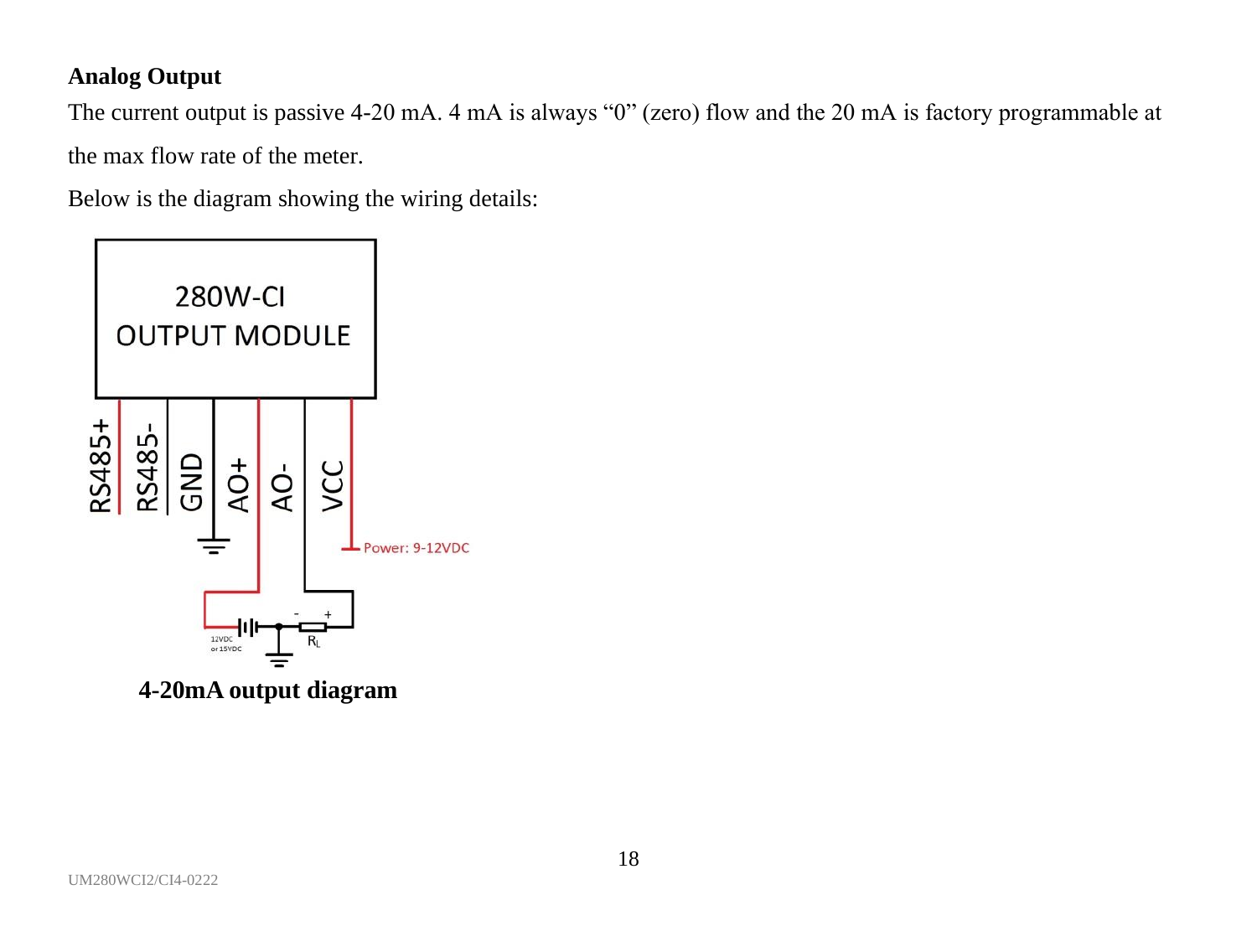**Analog Output**

The current output is passive 4-20 mA. 4 mA is always “0” (zero) flow and the 20 mA is factory programmable at the max flow rate of the meter.

Below is the diagram showing the wiring details:

**4-20mA output diagram**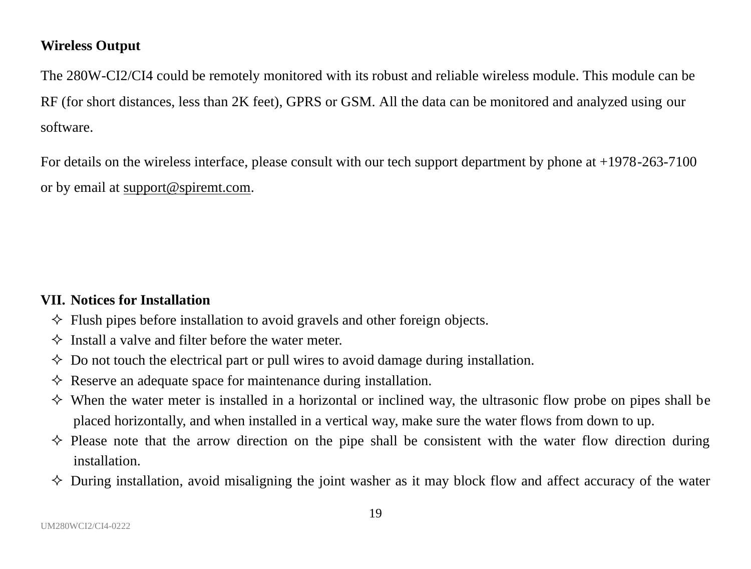**Wireless Output**

The 280W-CI2/CI4 could be remotely monitored with its robust and reliable wireless module. This module can be RF (for short distances, less than 2K feet), GPRS or GSM. All the data can be monitored and analyzed using our software.

For details on the wireless interface, please consult with our tech support department by phone at +1978-263-7100 or by email at support@spiremt.com.

## VII. Notices for Installation

- ✧ Flush pipes before installation to avoid gravels and other foreign objects.
- ✧ Install a valve and filter before the water meter.
- ✧ Do not touch the electrical part or pull wires to avoid damage during installation.
- ✧ Reserve an adequate space for maintenance during installation.
- ✧ When the water meter is installed in a horizontal or inclined way, the ultrasonic flow probe on pipes shall be placed horizontally, and when installed in a vertical way, make sure the water flows from down to up.
- ✧ Please note that the arrow direction on the pipe shall be consistent with the water flow direction during installation.
- ✧ During installation, avoid misaligning the joint washer as it may block flow and affect accuracy of the water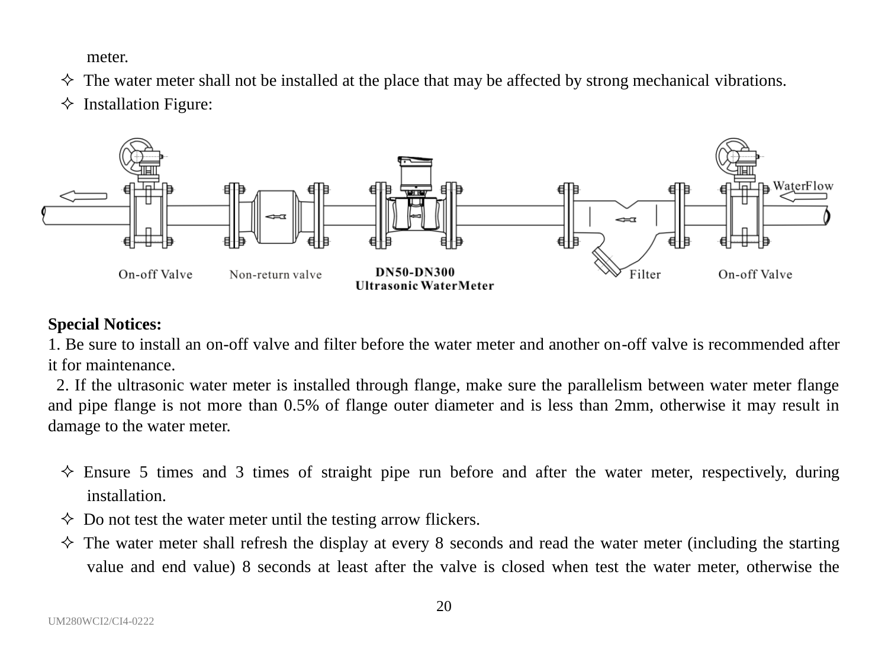meter.

- The water meter shall not be installed at the place that may be affected by strong mechanical vibrations.
- Installation Figure:

On-off Valve    Non-return valve    DN50-DN300 Ultrasonic WaterMeter    Filter    On-off Valve    WaterFlow

**Special Notices:**

1. Be sure to install an on-off valve and filter before the water meter and another on-off valve is recommended after it for maintenance.
2. If the ultrasonic water meter is installed through flange, make sure the parallelism between water meter flange and pipe flange is not more than 0.5% of flange outer diameter and is less than 2mm, otherwise it may result in damage to the water meter.

- Ensure 5 times and 3 times of straight pipe run before and after the water meter, respectively, during installation.
- Do not test the water meter until the testing arrow flickers.
- The water meter shall refresh the display at every 8 seconds and read the water meter (including the starting value and end value) 8 seconds at least after the valve is closed when test the water meter, otherwise the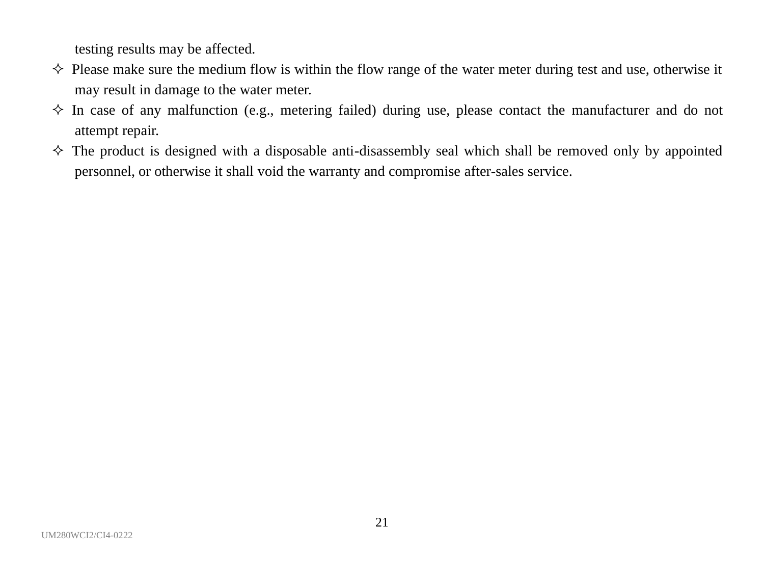testing results may be affected.

- Please make sure the medium flow is within the flow range of the water meter during test and use, otherwise it may result in damage to the water meter.
- In case of any malfunction (e.g., metering failed) during use, please contact the manufacturer and do not attempt repair.
- The product is designed with a disposable anti-disassembly seal which shall be removed only by appointed personnel, or otherwise it shall void the warranty and compromise after-sales service.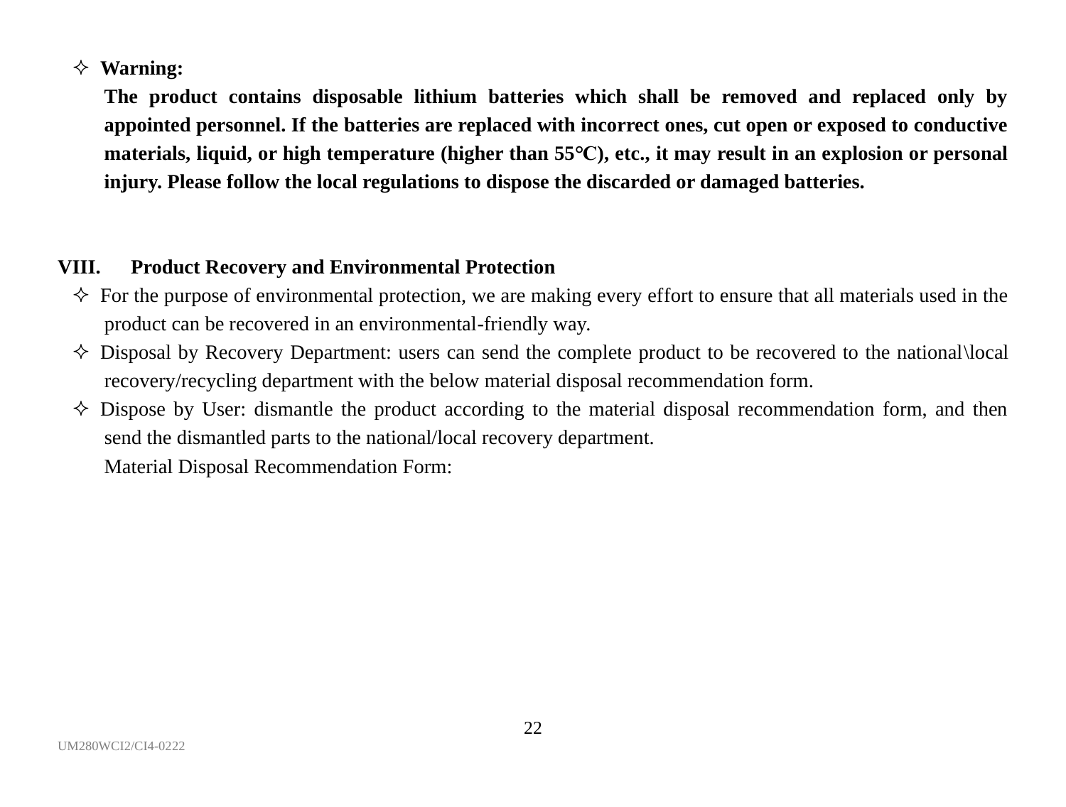- **Warning:**

  **The product contains disposable lithium batteries which shall be removed and replaced only by appointed personnel. If the batteries are replaced with incorrect ones, cut open or exposed to conductive materials, liquid, or high temperature (higher than 55℃), etc., it may result in an explosion or personal injury. Please follow the local regulations to dispose the discarded or damaged batteries.**

## VIII. Product Recovery and Environmental Protection

- For the purpose of environmental protection, we are making every effort to ensure that all materials used in the product can be recovered in an environmental-friendly way.
- Disposal by Recovery Department: users can send the complete product to be recovered to the national\local recovery/recycling department with the below material disposal recommendation form.
- Dispose by User: dismantle the product according to the material disposal recommendation form, and then send the dismantled parts to the national/local recovery department.

  Material Disposal Recommendation Form: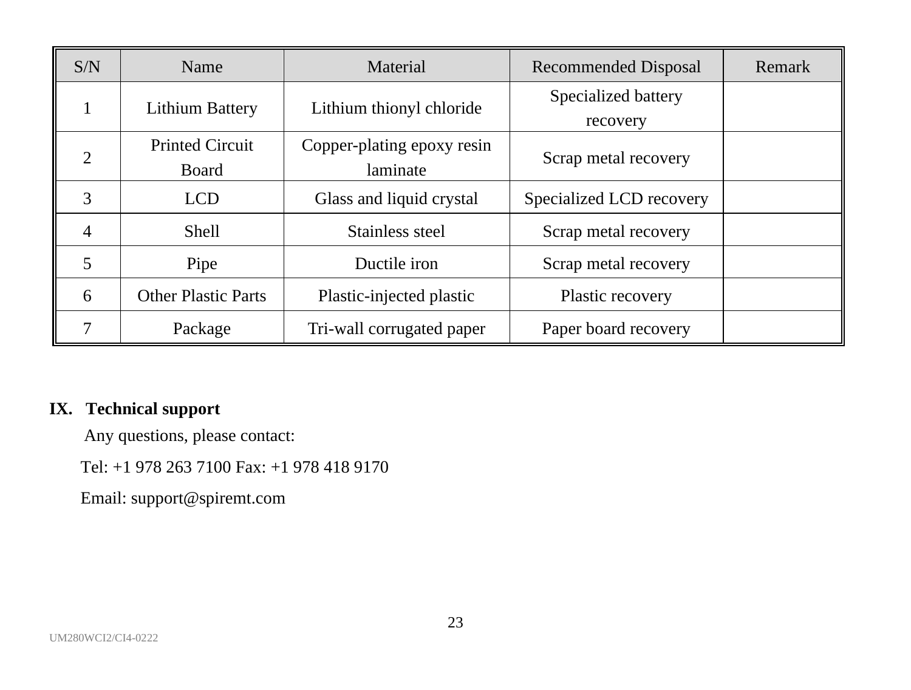| S/N | Name | Material | Recommended Disposal | Remark |
|---|---|---|---|---|
| 1 | Lithium Battery | Lithium thionyl chloride | Specialized battery recovery | |
| 2 | Printed Circuit Board | Copper-plating epoxy resin laminate | Scrap metal recovery | |
| 3 | LCD | Glass and liquid crystal | Specialized LCD recovery | |
| 4 | Shell | Stainless steel | Scrap metal recovery | |
| 5 | Pipe | Ductile iron | Scrap metal recovery | |
| 6 | Other Plastic Parts | Plastic-injected plastic | Plastic recovery | |
| 7 | Package | Tri-wall corrugated paper | Paper board recovery | |

## IX. Technical support

Any questions, please contact:

Tel: +1 978 263 7100 Fax: +1 978 418 9170

Email: support@spiremt.com

UM280WCI2/CI4-0222